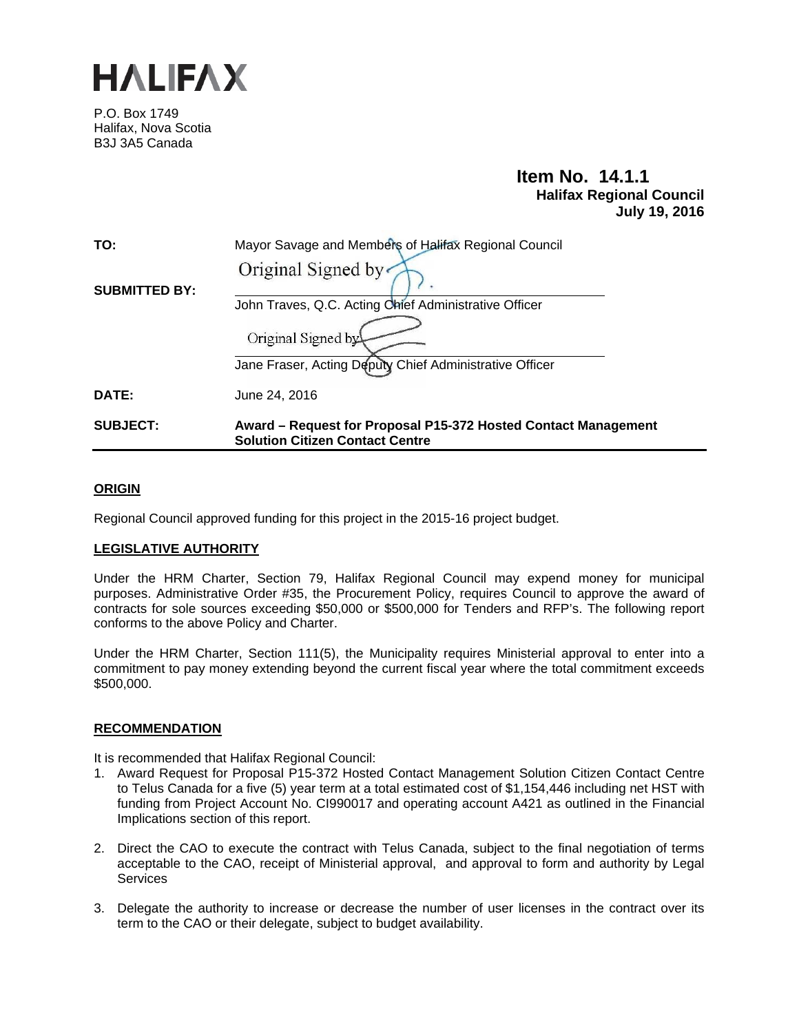# HALIFAX

P.O. Box 1749
Halifax, Nova Scotia
B3J 3A5 Canada

**Item No. 14.1.1**
**Halifax Regional Council**
**July 19, 2016**

| | |
|---|---|
| **TO:** | Mayor Savage and Members of Halifax Regional Council |
| **SUBMITTED BY:** | Original Signed by<br>John Traves, Q.C. Acting Chief Administrative Officer<br><br>Original Signed by<br>Jane Fraser, Acting Deputy Chief Administrative Officer |
| **DATE:** | June 24, 2016 |
| **SUBJECT:** | **Award – Request for Proposal P15-372 Hosted Contact Management Solution Citizen Contact Centre** |

## ORIGIN

Regional Council approved funding for this project in the 2015-16 project budget.

## LEGISLATIVE AUTHORITY

Under the HRM Charter, Section 79, Halifax Regional Council may expend money for municipal purposes. Administrative Order #35, the Procurement Policy, requires Council to approve the award of contracts for sole sources exceeding $50,000 or $500,000 for Tenders and RFP's. The following report conforms to the above Policy and Charter.

Under the HRM Charter, Section 111(5), the Municipality requires Ministerial approval to enter into a commitment to pay money extending beyond the current fiscal year where the total commitment exceeds $500,000.

## RECOMMENDATION

It is recommended that Halifax Regional Council:

1. Award Request for Proposal P15-372 Hosted Contact Management Solution Citizen Contact Centre to Telus Canada for a five (5) year term at a total estimated cost of $1,154,446 including net HST with funding from Project Account No. CI990017 and operating account A421 as outlined in the Financial Implications section of this report.

2. Direct the CAO to execute the contract with Telus Canada, subject to the final negotiation of terms acceptable to the CAO, receipt of Ministerial approval, and approval to form and authority by Legal Services

3. Delegate the authority to increase or decrease the number of user licenses in the contract over its term to the CAO or their delegate, subject to budget availability.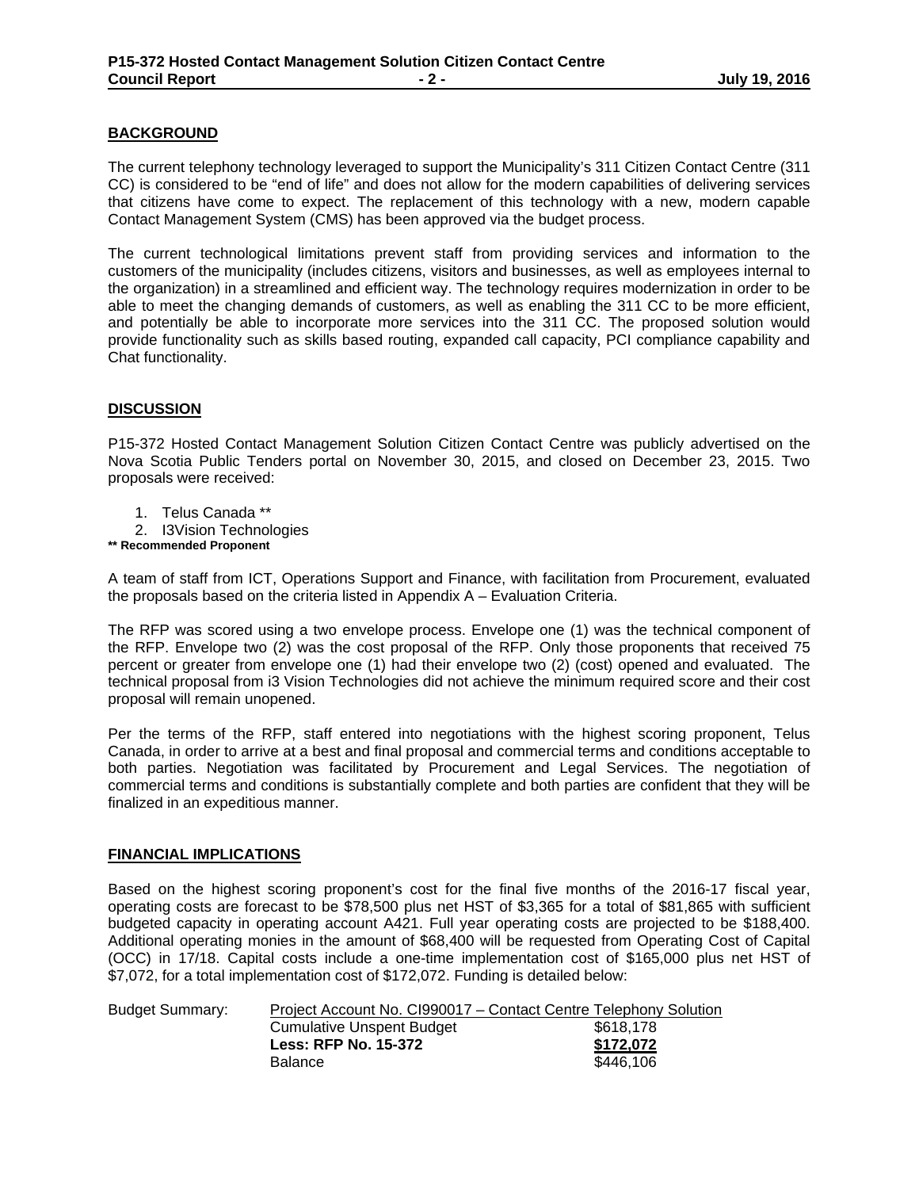## BACKGROUND

The current telephony technology leveraged to support the Municipality's 311 Citizen Contact Centre (311 CC) is considered to be "end of life" and does not allow for the modern capabilities of delivering services that citizens have come to expect. The replacement of this technology with a new, modern capable Contact Management System (CMS) has been approved via the budget process.

The current technological limitations prevent staff from providing services and information to the customers of the municipality (includes citizens, visitors and businesses, as well as employees internal to the organization) in a streamlined and efficient way. The technology requires modernization in order to be able to meet the changing demands of customers, as well as enabling the 311 CC to be more efficient, and potentially be able to incorporate more services into the 311 CC. The proposed solution would provide functionality such as skills based routing, expanded call capacity, PCI compliance capability and Chat functionality.

## DISCUSSION

P15-372 Hosted Contact Management Solution Citizen Contact Centre was publicly advertised on the Nova Scotia Public Tenders portal on November 30, 2015, and closed on December 23, 2015. Two proposals were received:

1. Telus Canada **
2. I3Vision Technologies

**\*\* Recommended Proponent**

A team of staff from ICT, Operations Support and Finance, with facilitation from Procurement, evaluated the proposals based on the criteria listed in Appendix A – Evaluation Criteria.

The RFP was scored using a two envelope process. Envelope one (1) was the technical component of the RFP. Envelope two (2) was the cost proposal of the RFP. Only those proponents that received 75 percent or greater from envelope one (1) had their envelope two (2) (cost) opened and evaluated. The technical proposal from i3 Vision Technologies did not achieve the minimum required score and their cost proposal will remain unopened.

Per the terms of the RFP, staff entered into negotiations with the highest scoring proponent, Telus Canada, in order to arrive at a best and final proposal and commercial terms and conditions acceptable to both parties. Negotiation was facilitated by Procurement and Legal Services. The negotiation of commercial terms and conditions is substantially complete and both parties are confident that they will be finalized in an expeditious manner.

## FINANCIAL IMPLICATIONS

Based on the highest scoring proponent's cost for the final five months of the 2016-17 fiscal year, operating costs are forecast to be $78,500 plus net HST of $3,365 for a total of $81,865 with sufficient budgeted capacity in operating account A421. Full year operating costs are projected to be $188,400. Additional operating monies in the amount of $68,400 will be requested from Operating Cost of Capital (OCC) in 17/18. Capital costs include a one-time implementation cost of $165,000 plus net HST of $7,072, for a total implementation cost of $172,072. Funding is detailed below:

| Budget Summary: | Project Account No. CI990017 – Contact Centre Telephony Solution | |
|---|---|---|
| | Cumulative Unspent Budget | $618,178 |
| | **Less: RFP No. 15-372** | **$172,072** |
| | Balance | $446,106 |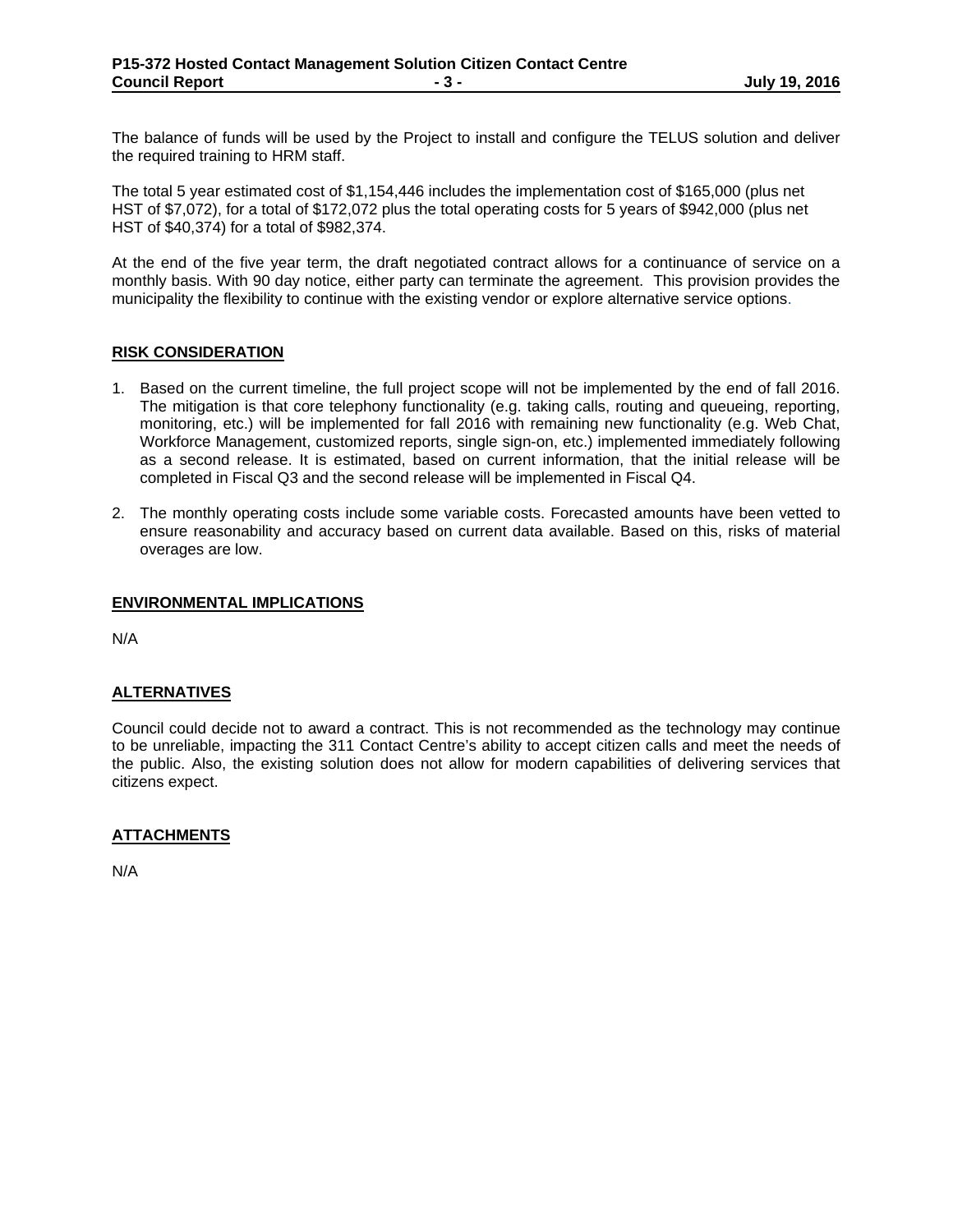The balance of funds will be used by the Project to install and configure the TELUS solution and deliver the required training to HRM staff.

The total 5 year estimated cost of $1,154,446 includes the implementation cost of $165,000 (plus net HST of $7,072), for a total of $172,072 plus the total operating costs for 5 years of $942,000 (plus net HST of $40,374) for a total of $982,374.

At the end of the five year term, the draft negotiated contract allows for a continuance of service on a monthly basis. With 90 day notice, either party can terminate the agreement. This provision provides the municipality the flexibility to continue with the existing vendor or explore alternative service options.

## RISK CONSIDERATION

1. Based on the current timeline, the full project scope will not be implemented by the end of fall 2016. The mitigation is that core telephony functionality (e.g. taking calls, routing and queueing, reporting, monitoring, etc.) will be implemented for fall 2016 with remaining new functionality (e.g. Web Chat, Workforce Management, customized reports, single sign-on, etc.) implemented immediately following as a second release. It is estimated, based on current information, that the initial release will be completed in Fiscal Q3 and the second release will be implemented in Fiscal Q4.

2. The monthly operating costs include some variable costs. Forecasted amounts have been vetted to ensure reasonability and accuracy based on current data available. Based on this, risks of material overages are low.

## ENVIRONMENTAL IMPLICATIONS

N/A

## ALTERNATIVES

Council could decide not to award a contract. This is not recommended as the technology may continue to be unreliable, impacting the 311 Contact Centre's ability to accept citizen calls and meet the needs of the public. Also, the existing solution does not allow for modern capabilities of delivering services that citizens expect.

## ATTACHMENTS

N/A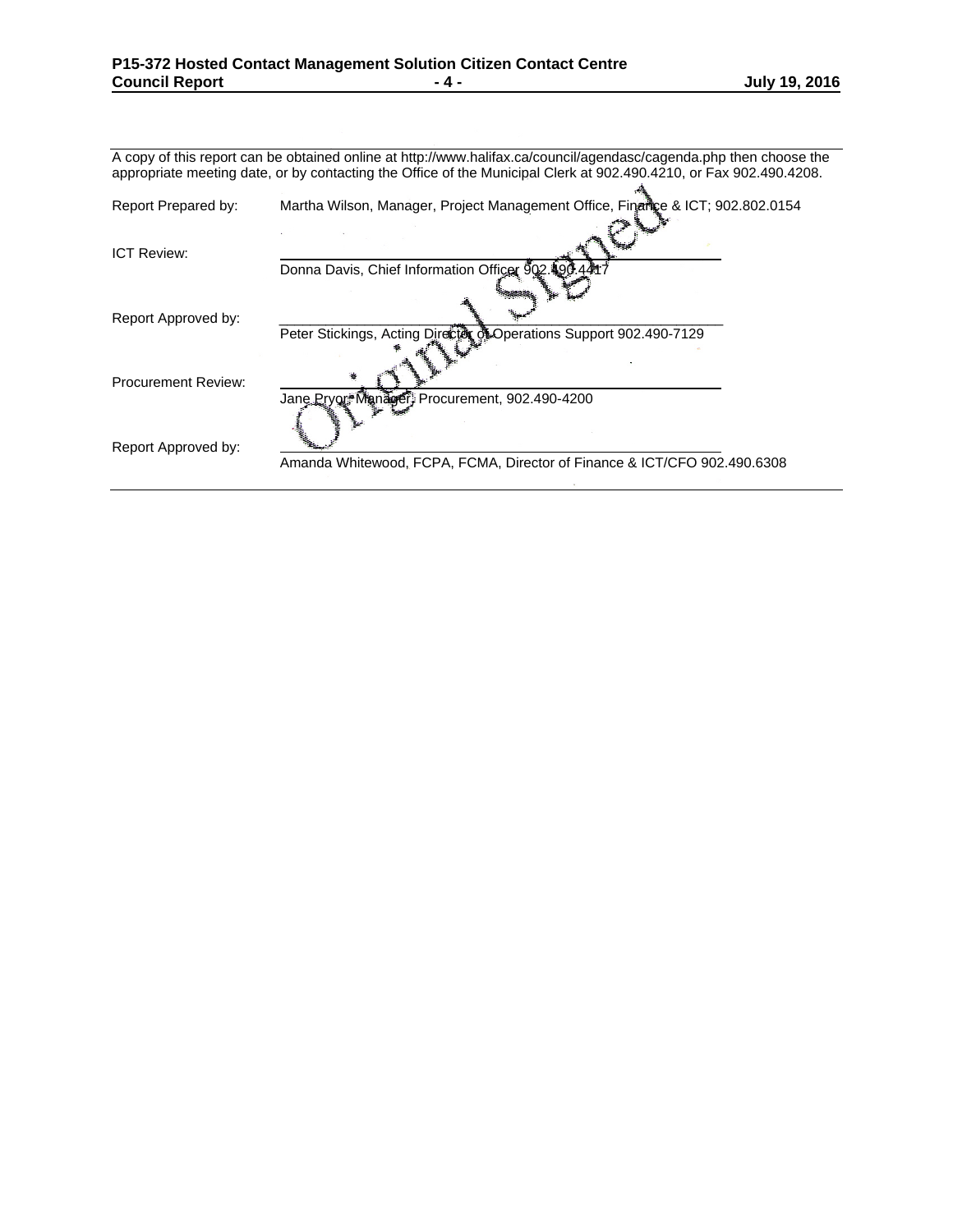A copy of this report can be obtained online at http://www.halifax.ca/council/agendasc/cagenda.php then choose the appropriate meeting date, or by contacting the Office of the Municipal Clerk at 902.490.4210, or Fax 902.490.4208.

Report Prepared by: Martha Wilson, Manager, Project Management Office, Finance & ICT; 902.802.0154

ICT Review: Donna Davis, Chief Information Officer 902.490.4417

Report Approved by: Peter Stickings, Acting Director of Operations Support 902.490-7129

Procurement Review: Jane Pryor, Manager, Procurement, 902.490-4200

Report Approved by: Amanda Whitewood, FCPA, FCMA, Director of Finance & ICT/CFO 902.490.6308

Original Signed